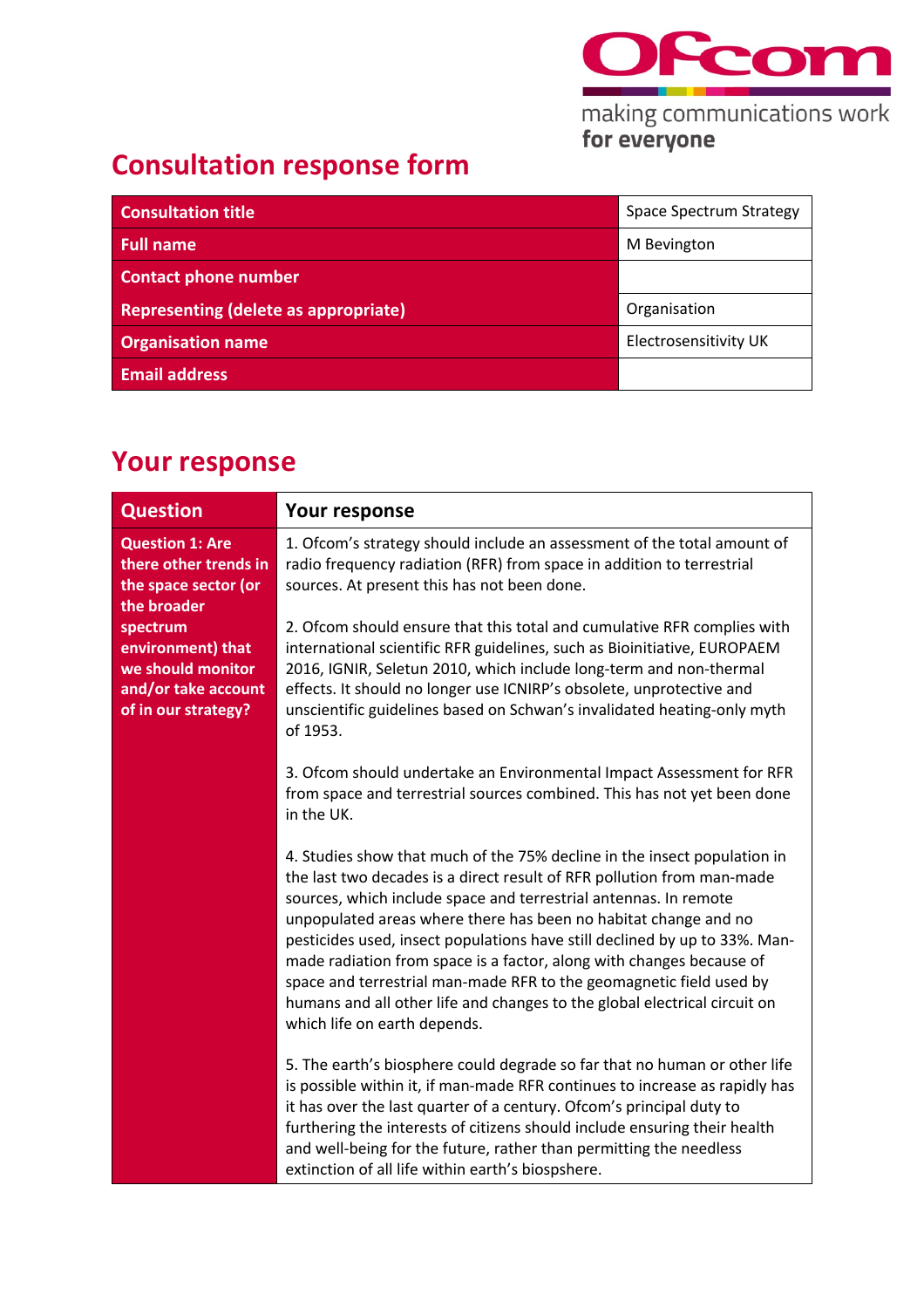making communications work
for everyone

# Consultation response form

| | |
|---|---|
| **Consultation title** | Space Spectrum Strategy |
| **Full name** | M Bevington |
| **Contact phone number** | |
| **Representing (delete as appropriate)** | Organisation |
| **Organisation name** | Electrosensitivity UK |
| **Email address** | |

# Your response

| Question | Your response |
|---|---|
| **Question 1: Are there other trends in the space sector (or the broader spectrum environment) that we should monitor and/or take account of in our strategy?** | 1. Ofcom's strategy should include an assessment of the total amount of radio frequency radiation (RFR) from space in addition to terrestrial sources. At present this has not been done.<br><br>2. Ofcom should ensure that this total and cumulative RFR complies with international scientific RFR guidelines, such as Bioinitiative, EUROPAEM 2016, IGNIR, Seletun 2010, which include long-term and non-thermal effects. It should no longer use ICNIRP's obsolete, unprotective and unscientific guidelines based on Schwan's invalidated heating-only myth of 1953.<br><br>3. Ofcom should undertake an Environmental Impact Assessment for RFR from space and terrestrial sources combined. This has not yet been done in the UK.<br><br>4. Studies show that much of the 75% decline in the insect population in the last two decades is a direct result of RFR pollution from man-made sources, which include space and terrestrial antennas. In remote unpopulated areas where there has been no habitat change and no pesticides used, insect populations have still declined by up to 33%. Man-made radiation from space is a factor, along with changes because of space and terrestrial man-made RFR to the geomagnetic field used by humans and all other life and changes to the global electrical circuit on which life on earth depends.<br><br>5. The earth's biosphere could degrade so far that no human or other life is possible within it, if man-made RFR continues to increase as rapidly has it has over the last quarter of a century. Ofcom's principal duty to furthering the interests of citizens should include ensuring their health and well-being for the future, rather than permitting the needless extinction of all life within earth's biospshere. |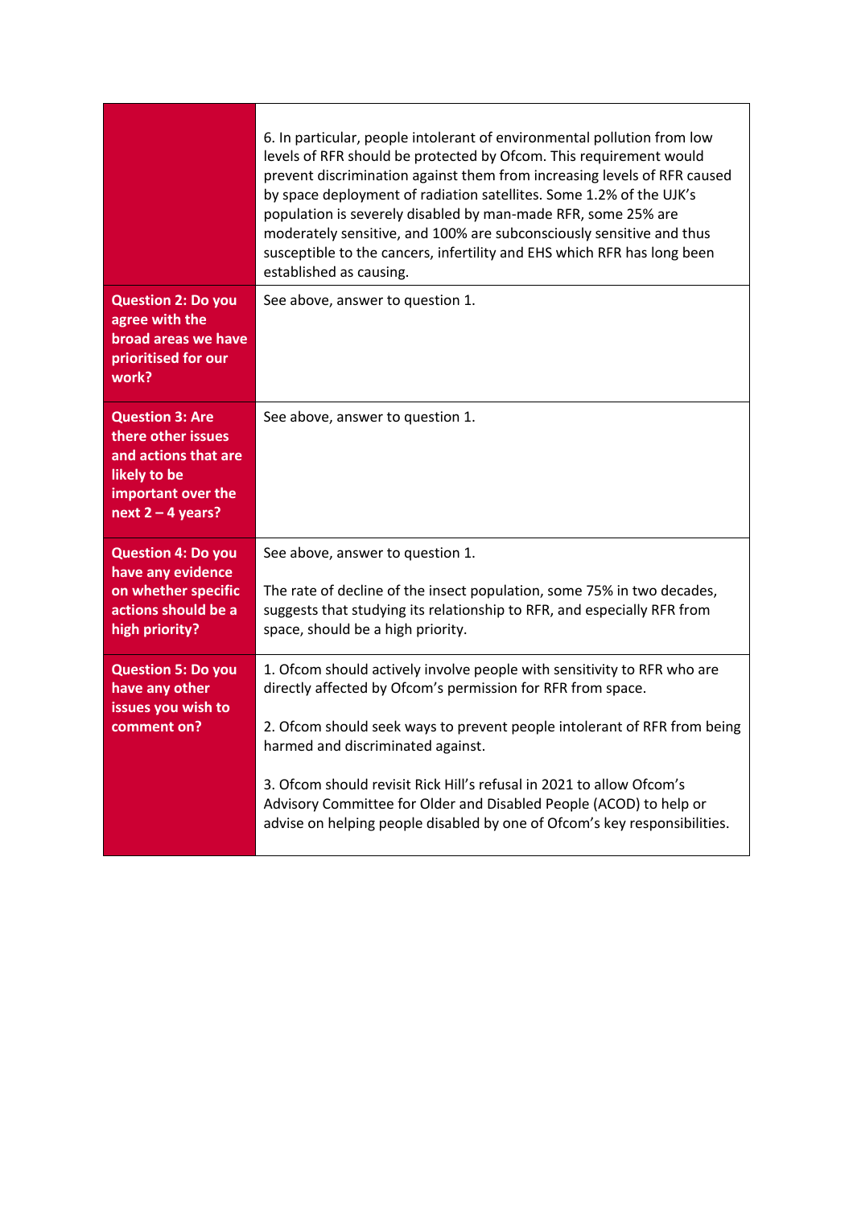| | |
|---|---|
| | 6. In particular, people intolerant of environmental pollution from low levels of RFR should be protected by Ofcom. This requirement would prevent discrimination against them from increasing levels of RFR caused by space deployment of radiation satellites. Some 1.2% of the UJK's population is severely disabled by man-made RFR, some 25% are moderately sensitive, and 100% are subconsciously sensitive and thus susceptible to the cancers, infertility and EHS which RFR has long been established as causing. |
| **Question 2: Do you agree with the broad areas we have prioritised for our work?** | See above, answer to question 1. |
| **Question 3: Are there other issues and actions that are likely to be important over the next 2 – 4 years?** | See above, answer to question 1. |
| **Question 4: Do you have any evidence on whether specific actions should be a high priority?** | See above, answer to question 1.<br><br>The rate of decline of the insect population, some 75% in two decades, suggests that studying its relationship to RFR, and especially RFR from space, should be a high priority. |
| **Question 5: Do you have any other issues you wish to comment on?** | 1. Ofcom should actively involve people with sensitivity to RFR who are directly affected by Ofcom's permission for RFR from space.<br><br>2. Ofcom should seek ways to prevent people intolerant of RFR from being harmed and discriminated against.<br><br>3. Ofcom should revisit Rick Hill's refusal in 2021 to allow Ofcom's Advisory Committee for Older and Disabled People (ACOD) to help or advise on helping people disabled by one of Ofcom's key responsibilities. |